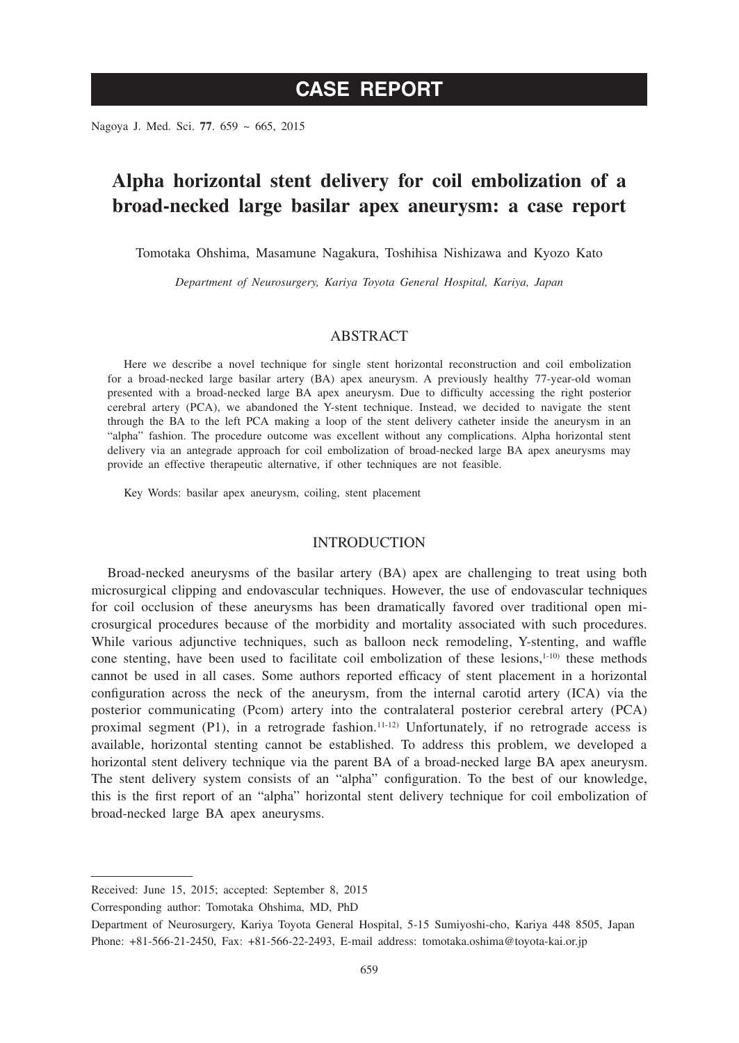CASE REPORT

# Alpha horizontal stent delivery for coil embolization of a broad-necked large basilar apex aneurysm: a case report

Tomotaka Ohshima, Masamune Nagakura, Toshihisa Nishizawa and Kyozo Kato

*Department of Neurosurgery, Kariya Toyota General Hospital, Kariya, Japan*

## ABSTRACT

Here we describe a novel technique for single stent horizontal reconstruction and coil embolization for a broad-necked large basilar artery (BA) apex aneurysm. A previously healthy 77-year-old woman presented with a broad-necked large BA apex aneurysm. Due to difficulty accessing the right posterior cerebral artery (PCA), we abandoned the Y-stent technique. Instead, we decided to navigate the stent through the BA to the left PCA making a loop of the stent delivery catheter inside the aneurysm in an "alpha" fashion. The procedure outcome was excellent without any complications. Alpha horizontal stent delivery via an antegrade approach for coil embolization of broad-necked large BA apex aneurysms may provide an effective therapeutic alternative, if other techniques are not feasible.

Key Words: basilar apex aneurysm, coiling, stent placement

## INTRODUCTION

Broad-necked aneurysms of the basilar artery (BA) apex are challenging to treat using both microsurgical clipping and endovascular techniques. However, the use of endovascular techniques for coil occlusion of these aneurysms has been dramatically favored over traditional open microsurgical procedures because of the morbidity and mortality associated with such procedures. While various adjunctive techniques, such as balloon neck remodeling, Y-stenting, and waffle cone stenting, have been used to facilitate coil embolization of these lesions,[1-10] these methods cannot be used in all cases. Some authors reported efficacy of stent placement in a horizontal configuration across the neck of the aneurysm, from the internal carotid artery (ICA) via the posterior communicating (Pcom) artery into the contralateral posterior cerebral artery (PCA) proximal segment (P1), in a retrograde fashion.[11-12] Unfortunately, if no retrograde access is available, horizontal stenting cannot be established. To address this problem, we developed a horizontal stent delivery technique via the parent BA of a broad-necked large BA apex aneurysm. The stent delivery system consists of an "alpha" configuration. To the best of our knowledge, this is the first report of an "alpha" horizontal stent delivery technique for coil embolization of broad-necked large BA apex aneurysms.

---

Received: June 15, 2015; accepted: September 8, 2015

Corresponding author: Tomotaka Ohshima, MD, PhD

Department of Neurosurgery, Kariya Toyota General Hospital, 5-15 Sumiyoshi-cho, Kariya 448 8505, Japan
Phone: +81-566-21-2450, Fax: +81-566-22-2493, E-mail address: tomotaka.oshima@toyota-kai.or.jp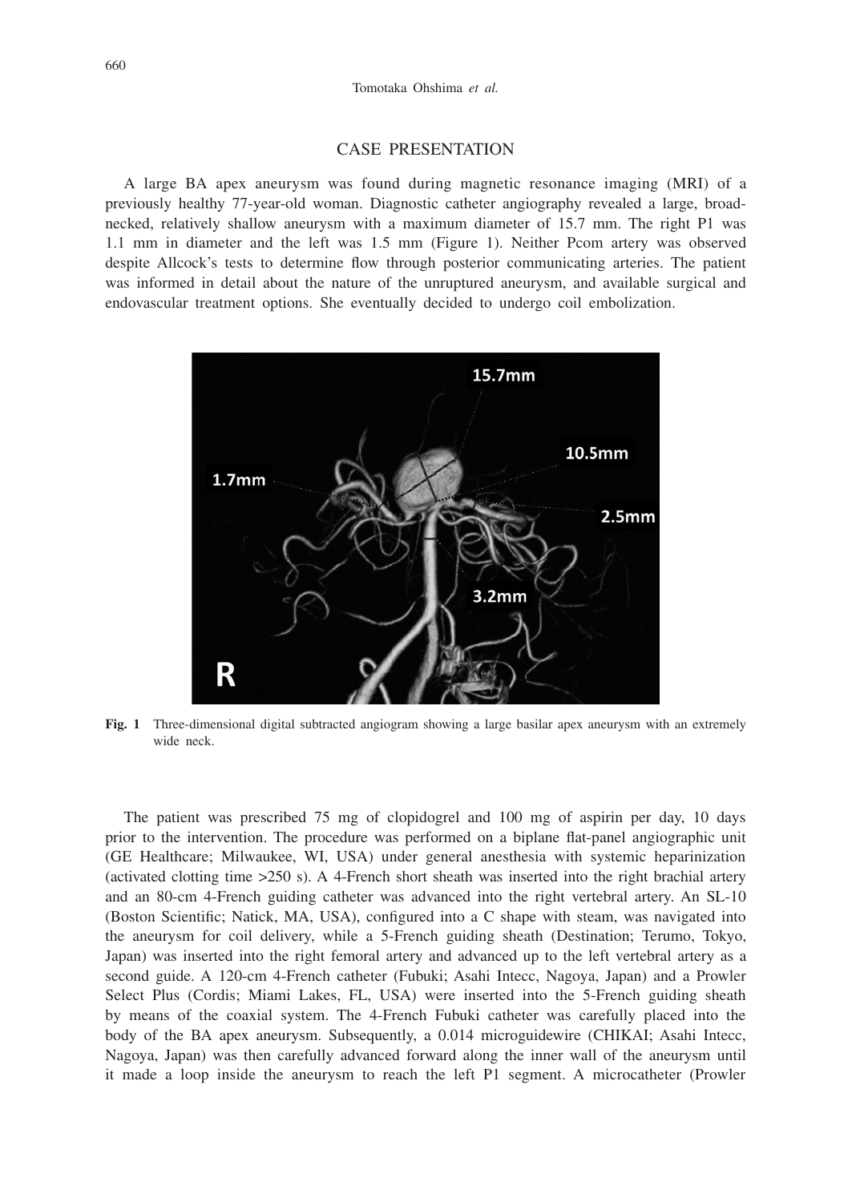## CASE PRESENTATION

A large BA apex aneurysm was found during magnetic resonance imaging (MRI) of a previously healthy 77-year-old woman. Diagnostic catheter angiography revealed a large, broad-necked, relatively shallow aneurysm with a maximum diameter of 15.7 mm. The right P1 was 1.1 mm in diameter and the left was 1.5 mm (Figure 1). Neither Pcom artery was observed despite Allcock's tests to determine flow through posterior communicating arteries. The patient was informed in detail about the nature of the unruptured aneurysm, and available surgical and endovascular treatment options. She eventually decided to undergo coil embolization.

**Fig. 1** Three-dimensional digital subtracted angiogram showing a large basilar apex aneurysm with an extremely wide neck.

The patient was prescribed 75 mg of clopidogrel and 100 mg of aspirin per day, 10 days prior to the intervention. The procedure was performed on a biplane flat-panel angiographic unit (GE Healthcare; Milwaukee, WI, USA) under general anesthesia with systemic heparinization (activated clotting time >250 s). A 4-French short sheath was inserted into the right brachial artery and an 80-cm 4-French guiding catheter was advanced into the right vertebral artery. An SL-10 (Boston Scientific; Natick, MA, USA), configured into a C shape with steam, was navigated into the aneurysm for coil delivery, while a 5-French guiding sheath (Destination; Terumo, Tokyo, Japan) was inserted into the right femoral artery and advanced up to the left vertebral artery as a second guide. A 120-cm 4-French catheter (Fubuki; Asahi Intecc, Nagoya, Japan) and a Prowler Select Plus (Cordis; Miami Lakes, FL, USA) were inserted into the 5-French guiding sheath by means of the coaxial system. The 4-French Fubuki catheter was carefully placed into the body of the BA apex aneurysm. Subsequently, a 0.014 microguidewire (CHIKAI; Asahi Intecc, Nagoya, Japan) was then carefully advanced forward along the inner wall of the aneurysm until it made a loop inside the aneurysm to reach the left P1 segment. A microcatheter (Prowler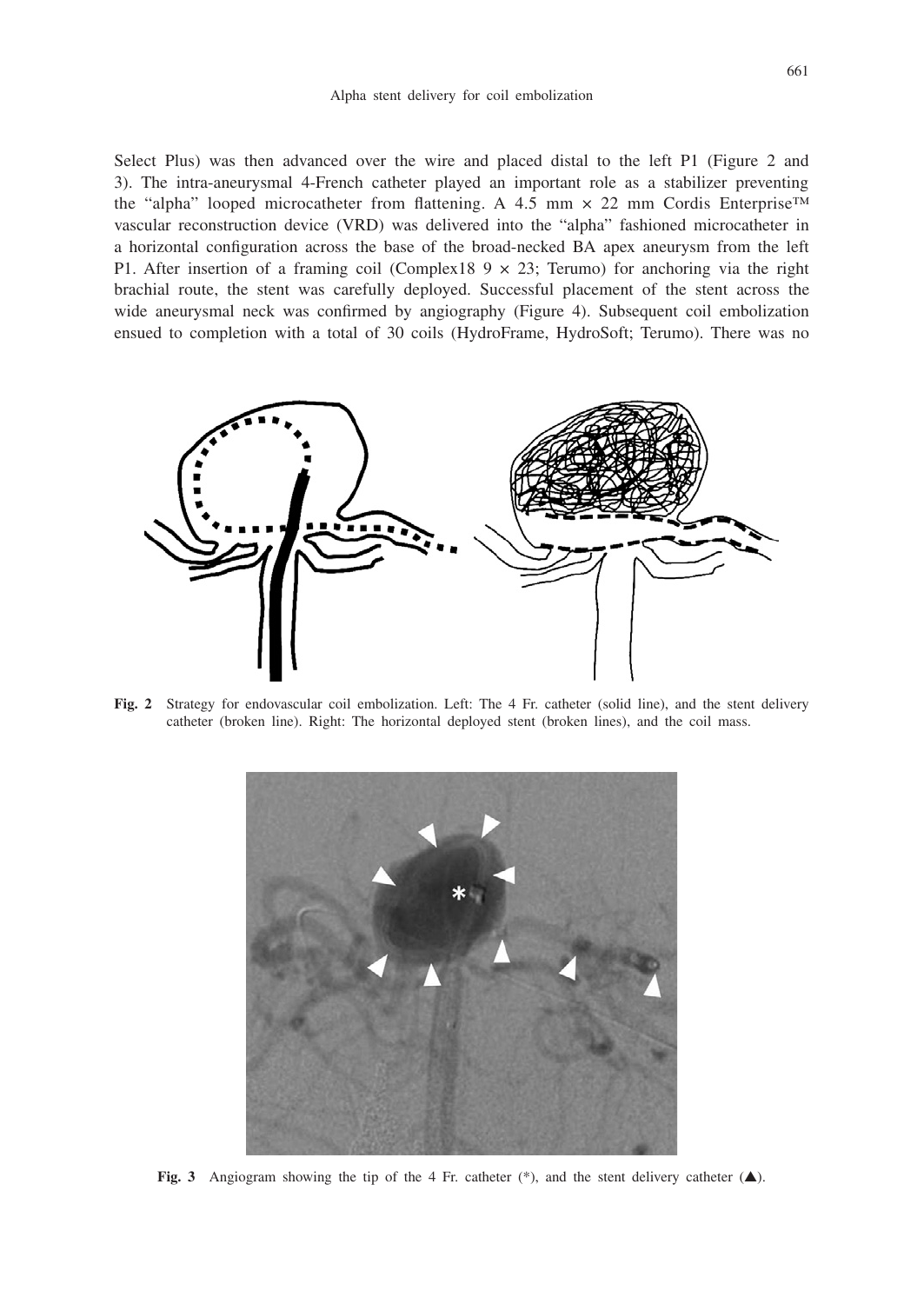Select Plus) was then advanced over the wire and placed distal to the left P1 (Figure 2 and 3). The intra-aneurysmal 4-French catheter played an important role as a stabilizer preventing the "alpha" looped microcatheter from flattening. A 4.5 mm × 22 mm Cordis Enterprise™ vascular reconstruction device (VRD) was delivered into the "alpha" fashioned microcatheter in a horizontal configuration across the base of the broad-necked BA apex aneurysm from the left P1. After insertion of a framing coil (Complex18 9 × 23; Terumo) for anchoring via the right brachial route, the stent was carefully deployed. Successful placement of the stent across the wide aneurysmal neck was confirmed by angiography (Figure 4). Subsequent coil embolization ensued to completion with a total of 30 coils (HydroFrame, HydroSoft; Terumo). There was no

**Fig. 2** Strategy for endovascular coil embolization. Left: The 4 Fr. catheter (solid line), and the stent delivery catheter (broken line). Right: The horizontal deployed stent (broken lines), and the coil mass.

**Fig. 3** Angiogram showing the tip of the 4 Fr. catheter (*), and the stent delivery catheter (▲).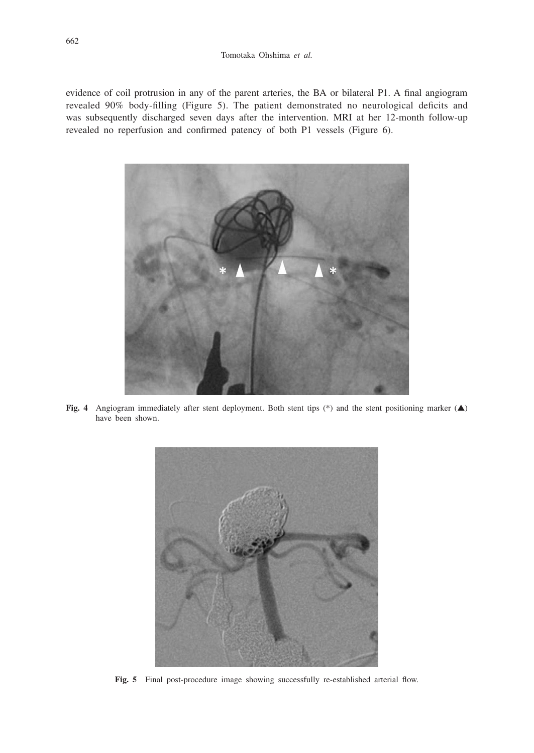evidence of coil protrusion in any of the parent arteries, the BA or bilateral P1. A final angiogram revealed 90% body-filling (Figure 5). The patient demonstrated no neurological deficits and was subsequently discharged seven days after the intervention. MRI at her 12-month follow-up revealed no reperfusion and confirmed patency of both P1 vessels (Figure 6).

**Fig. 4** Angiogram immediately after stent deployment. Both stent tips (*) and the stent positioning marker (▲) have been shown.

**Fig. 5** Final post-procedure image showing successfully re-established arterial flow.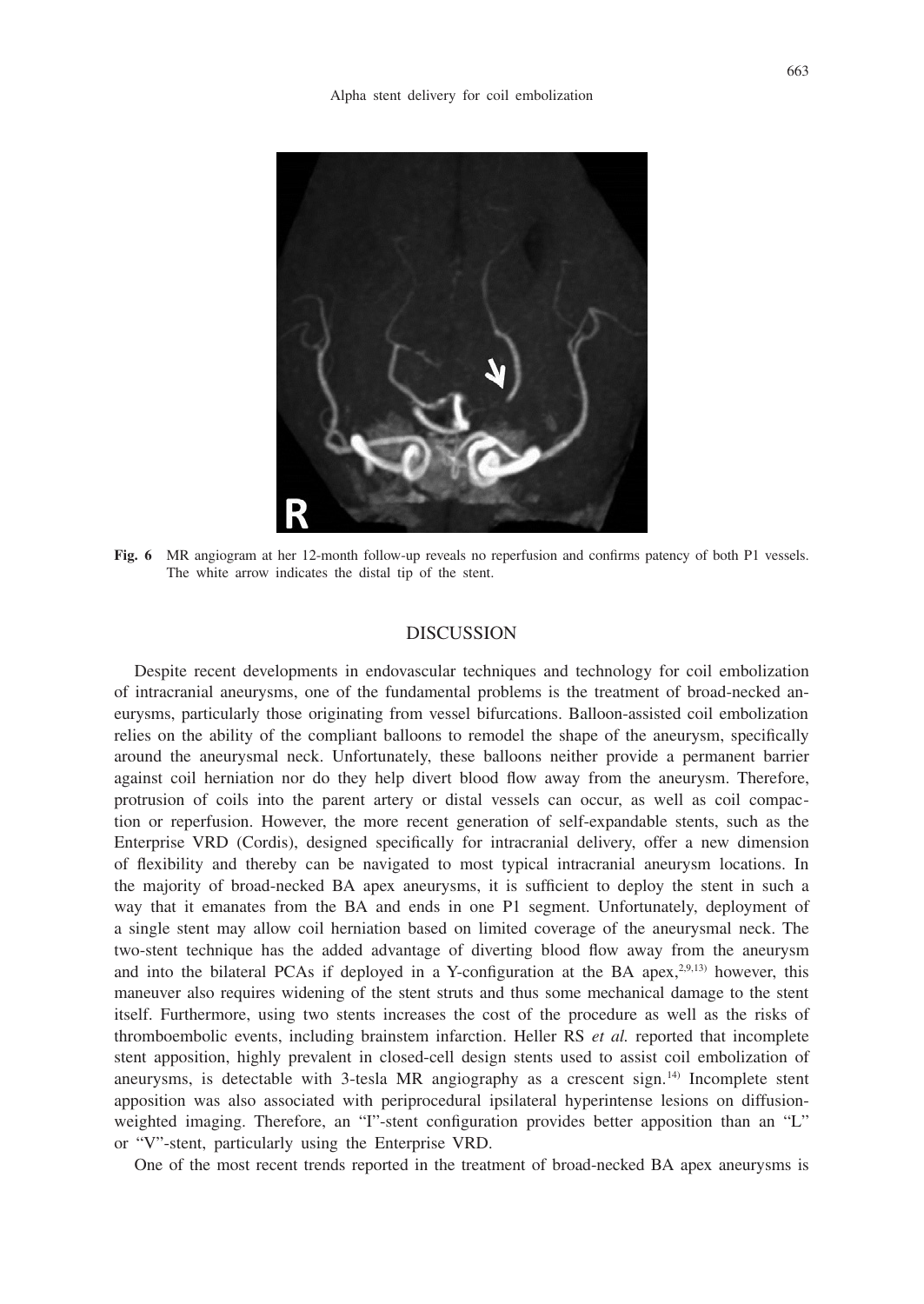**Fig. 6** MR angiogram at her 12-month follow-up reveals no reperfusion and confirms patency of both P1 vessels. The white arrow indicates the distal tip of the stent.

## DISCUSSION

Despite recent developments in endovascular techniques and technology for coil embolization of intracranial aneurysms, one of the fundamental problems is the treatment of broad-necked aneurysms, particularly those originating from vessel bifurcations. Balloon-assisted coil embolization relies on the ability of the compliant balloons to remodel the shape of the aneurysm, specifically around the aneurysmal neck. Unfortunately, these balloons neither provide a permanent barrier against coil herniation nor do they help divert blood flow away from the aneurysm. Therefore, protrusion of coils into the parent artery or distal vessels can occur, as well as coil compaction or reperfusion. However, the more recent generation of self-expandable stents, such as the Enterprise VRD (Cordis), designed specifically for intracranial delivery, offer a new dimension of flexibility and thereby can be navigated to most typical intracranial aneurysm locations. In the majority of broad-necked BA apex aneurysms, it is sufficient to deploy the stent in such a way that it emanates from the BA and ends in one P1 segment. Unfortunately, deployment of a single stent may allow coil herniation based on limited coverage of the aneurysmal neck. The two-stent technique has the added advantage of diverting blood flow away from the aneurysm and into the bilateral PCAs if deployed in a Y-configuration at the BA apex,[2,9,13] however, this maneuver also requires widening of the stent struts and thus some mechanical damage to the stent itself. Furthermore, using two stents increases the cost of the procedure as well as the risks of thromboembolic events, including brainstem infarction. Heller RS *et al.* reported that incomplete stent apposition, highly prevalent in closed-cell design stents used to assist coil embolization of aneurysms, is detectable with 3-tesla MR angiography as a crescent sign.[14] Incomplete stent apposition was also associated with periprocedural ipsilateral hyperintense lesions on diffusion-weighted imaging. Therefore, an "I"-stent configuration provides better apposition than an "L" or "V"-stent, particularly using the Enterprise VRD.

One of the most recent trends reported in the treatment of broad-necked BA apex aneurysms is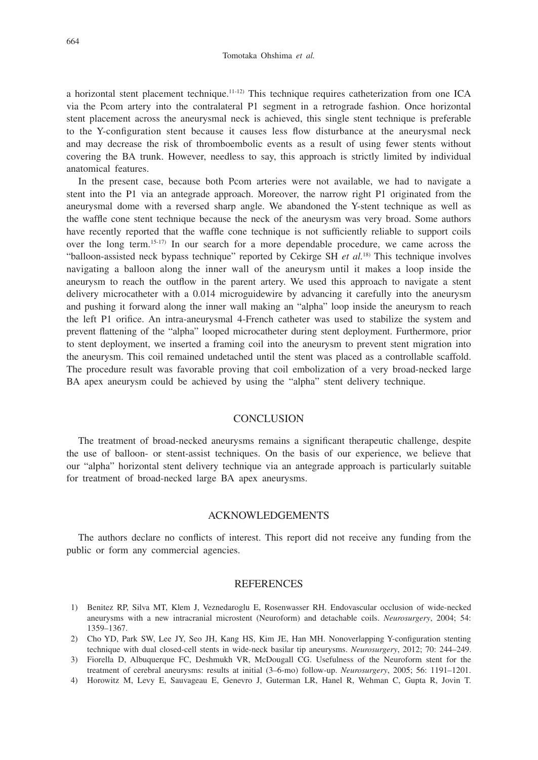a horizontal stent placement technique.[11-12] This technique requires catheterization from one ICA via the Pcom artery into the contralateral P1 segment in a retrograde fashion. Once horizontal stent placement across the aneurysmal neck is achieved, this single stent technique is preferable to the Y-configuration stent because it causes less flow disturbance at the aneurysmal neck and may decrease the risk of thromboembolic events as a result of using fewer stents without covering the BA trunk. However, needless to say, this approach is strictly limited by individual anatomical features.

In the present case, because both Pcom arteries were not available, we had to navigate a stent into the P1 via an antegrade approach. Moreover, the narrow right P1 originated from the aneurysmal dome with a reversed sharp angle. We abandoned the Y-stent technique as well as the waffle cone stent technique because the neck of the aneurysm was very broad. Some authors have recently reported that the waffle cone technique is not sufficiently reliable to support coils over the long term.[15-17] In our search for a more dependable procedure, we came across the "balloon-assisted neck bypass technique" reported by Cekirge SH *et al.*[18] This technique involves navigating a balloon along the inner wall of the aneurysm until it makes a loop inside the aneurysm to reach the outflow in the parent artery. We used this approach to navigate a stent delivery microcatheter with a 0.014 microguidewire by advancing it carefully into the aneurysm and pushing it forward along the inner wall making an "alpha" loop inside the aneurysm to reach the left P1 orifice. An intra-aneurysmal 4-French catheter was used to stabilize the system and prevent flattening of the "alpha" looped microcatheter during stent deployment. Furthermore, prior to stent deployment, we inserted a framing coil into the aneurysm to prevent stent migration into the aneurysm. This coil remained undetached until the stent was placed as a controllable scaffold. The procedure result was favorable proving that coil embolization of a very broad-necked large BA apex aneurysm could be achieved by using the "alpha" stent delivery technique.

## CONCLUSION

The treatment of broad-necked aneurysms remains a significant therapeutic challenge, despite the use of balloon- or stent-assist techniques. On the basis of our experience, we believe that our "alpha" horizontal stent delivery technique via an antegrade approach is particularly suitable for treatment of broad-necked large BA apex aneurysms.

## ACKNOWLEDGEMENTS

The authors declare no conflicts of interest. This report did not receive any funding from the public or form any commercial agencies.

## REFERENCES

1) Benitez RP, Silva MT, Klem J, Veznedaroglu E, Rosenwasser RH. Endovascular occlusion of wide-necked aneurysms with a new intracranial microstent (Neuroform) and detachable coils. *Neurosurgery*, 2004; 54: 1359–1367.
2) Cho YD, Park SW, Lee JY, Seo JH, Kang HS, Kim JE, Han MH. Nonoverlapping Y-configuration stenting technique with dual closed-cell stents in wide-neck basilar tip aneurysms. *Neurosurgery*, 2012; 70: 244–249.
3) Fiorella D, Albuquerque FC, Deshmukh VR, McDougall CG. Usefulness of the Neuroform stent for the treatment of cerebral aneurysms: results at initial (3–6-mo) follow-up. *Neurosurgery*, 2005; 56: 1191–1201.
4) Horowitz M, Levy E, Sauvageau E, Genevro J, Guterman LR, Hanel R, Wehman C, Gupta R, Jovin T.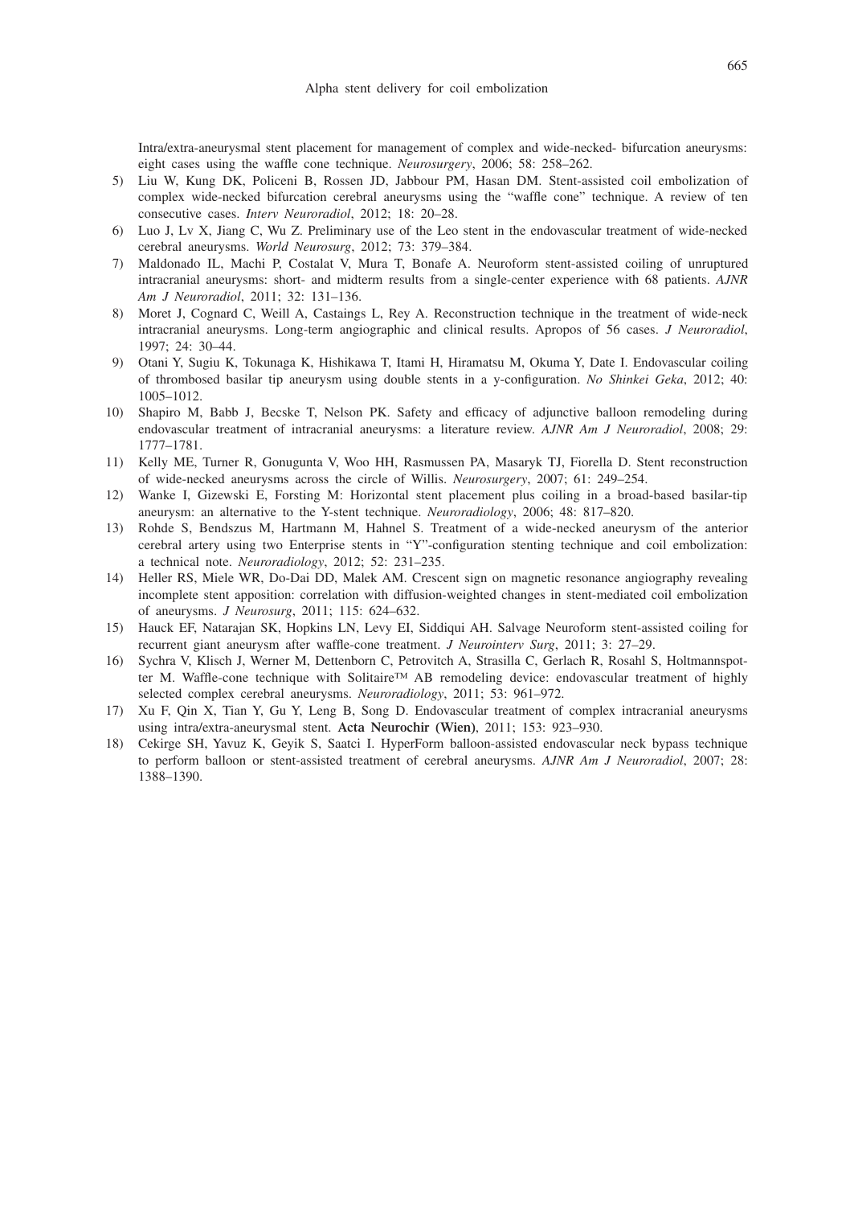Intra/extra-aneurysmal stent placement for management of complex and wide-necked- bifurcation aneurysms: eight cases using the waffle cone technique. *Neurosurgery*, 2006; 58: 258–262.

5) Liu W, Kung DK, Policeni B, Rossen JD, Jabbour PM, Hasan DM. Stent-assisted coil embolization of complex wide-necked bifurcation cerebral aneurysms using the "waffle cone" technique. A review of ten consecutive cases. *Interv Neuroradiol*, 2012; 18: 20–28.
6) Luo J, Lv X, Jiang C, Wu Z. Preliminary use of the Leo stent in the endovascular treatment of wide-necked cerebral aneurysms. *World Neurosurg*, 2012; 73: 379–384.
7) Maldonado IL, Machi P, Costalat V, Mura T, Bonafe A. Neuroform stent-assisted coiling of unruptured intracranial aneurysms: short- and midterm results from a single-center experience with 68 patients. *AJNR Am J Neuroradiol*, 2011; 32: 131–136.
8) Moret J, Cognard C, Weill A, Castaings L, Rey A. Reconstruction technique in the treatment of wide-neck intracranial aneurysms. Long-term angiographic and clinical results. Apropos of 56 cases. *J Neuroradiol*, 1997; 24: 30–44.
9) Otani Y, Sugiu K, Tokunaga K, Hishikawa T, Itami H, Hiramatsu M, Okuma Y, Date I. Endovascular coiling of thrombosed basilar tip aneurysm using double stents in a y-configuration. *No Shinkei Geka*, 2012; 40: 1005–1012.
10) Shapiro M, Babb J, Becske T, Nelson PK. Safety and efficacy of adjunctive balloon remodeling during endovascular treatment of intracranial aneurysms: a literature review. *AJNR Am J Neuroradiol*, 2008; 29: 1777–1781.
11) Kelly ME, Turner R, Gonugunta V, Woo HH, Rasmussen PA, Masaryk TJ, Fiorella D. Stent reconstruction of wide-necked aneurysms across the circle of Willis. *Neurosurgery*, 2007; 61: 249–254.
12) Wanke I, Gizewski E, Forsting M: Horizontal stent placement plus coiling in a broad-based basilar-tip aneurysm: an alternative to the Y-stent technique. *Neuroradiology*, 2006; 48: 817–820.
13) Rohde S, Bendszus M, Hartmann M, Hahnel S. Treatment of a wide-necked aneurysm of the anterior cerebral artery using two Enterprise stents in "Y"-configuration stenting technique and coil embolization: a technical note. *Neuroradiology*, 2012; 52: 231–235.
14) Heller RS, Miele WR, Do-Dai DD, Malek AM. Crescent sign on magnetic resonance angiography revealing incomplete stent apposition: correlation with diffusion-weighted changes in stent-mediated coil embolization of aneurysms. *J Neurosurg*, 2011; 115: 624–632.
15) Hauck EF, Natarajan SK, Hopkins LN, Levy EI, Siddiqui AH. Salvage Neuroform stent-assisted coiling for recurrent giant aneurysm after waffle-cone treatment. *J Neurointerv Surg*, 2011; 3: 27–29.
16) Sychra V, Klisch J, Werner M, Dettenborn C, Petrovitch A, Strasilla C, Gerlach R, Rosahl S, Holtmannspotter M. Waffle-cone technique with Solitaire™ AB remodeling device: endovascular treatment of highly selected complex cerebral aneurysms. *Neuroradiology*, 2011; 53: 961–972.
17) Xu F, Qin X, Tian Y, Gu Y, Leng B, Song D. Endovascular treatment of complex intracranial aneurysms using intra/extra-aneurysmal stent. **Acta Neurochir (Wien)**, 2011; 153: 923–930.
18) Cekirge SH, Yavuz K, Geyik S, Saatci I. HyperForm balloon-assisted endovascular neck bypass technique to perform balloon or stent-assisted treatment of cerebral aneurysms. *AJNR Am J Neuroradiol*, 2007; 28: 1388–1390.